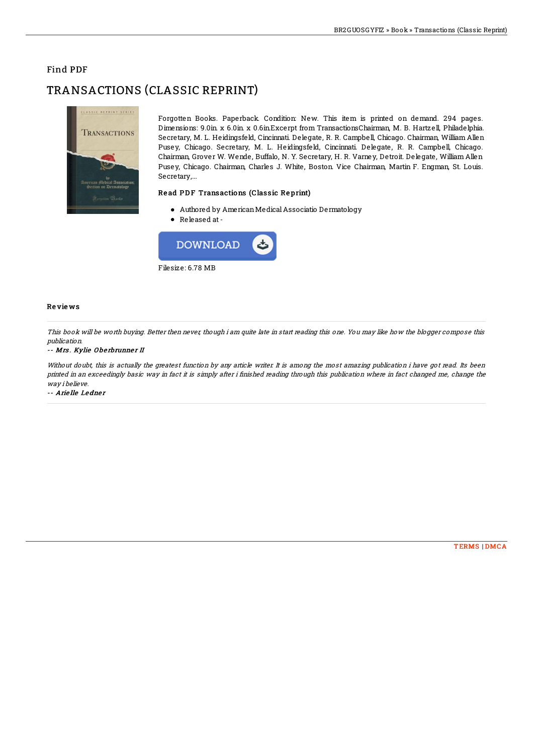Find PDF

# TRANSACTIONS (CLASSIC REPRINT)

Forgotten Books. Paperback. Condition: New. This item is printed on demand. 294 pages. Dimensions: 9.0in. x 6.0in. x 0.6in.Excerpt from TransactionsChairman, M. B. Hartzell, Philadelphia. Secretary, M. L. Heidingsfeld, Cincinnati. Delegate, R. R. Campbell, Chicago. Chairman, William Allen Pusey, Chicago. Secretary, M. L. Heidingsfeld, Cincinnati. Delegate, R. R. Campbell, Chicago. Chairman, Grover W. Wende, Buffalo, N. Y. Secretary, H. R. Varney, Detroit. Delegate, William Allen Pusey, Chicago. Chairman, Charles J. White, Boston. Vice Chairman, Martin F. Engman, St. Louis. Secretary,...

### Read PDF Transactions (Classic Reprint)

- Authored by American Medical Associatio Dermatology
- Released at -

DOWNLOAD

Filesize: 6.78 MB

### Reviews

*This book will be worth buying. Better then never, though i am quite late in start reading this one. You may like how the blogger compose this publication.*

-- *Mrs. Kylie Oberbrunner II*

*Without doubt, this is actually the greatest function by any article writer. It is among the most amazing publication i have got read. Its been printed in an exceedingly basic way in fact it is simply after i finished reading through this publication where in fact changed me, change the way i believe.*

-- *Arielle Ledner*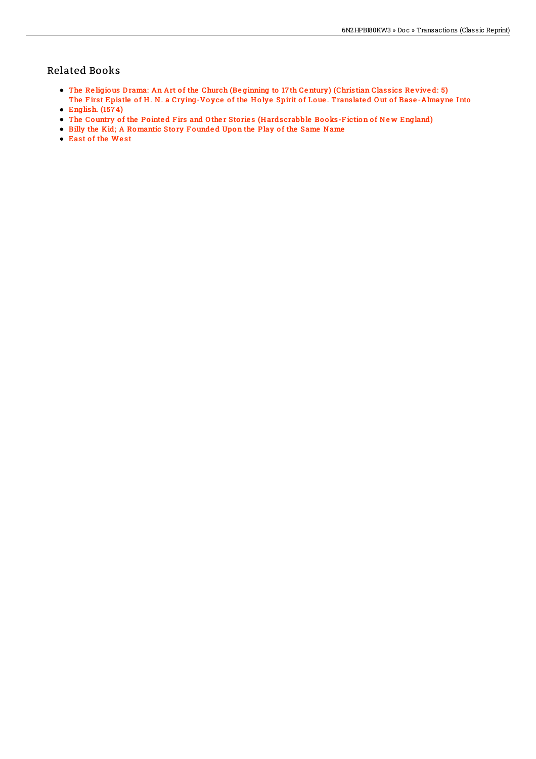## Related Books

- The Religious Drama: An Art of the Church (Beginning to 17th Century) (Christian Classics Revived: 5)
- The First Epistle of H. N. a Crying-Voyce of the Holye Spirit of Loue. Translated Out of Base-Almayne Into English. (1574)
- The Country of the Pointed Firs and Other Stories (Hardscrabble Books-Fiction of New England)
- Billy the Kid; A Romantic Story Founded Upon the Play of the Same Name
- East of the West